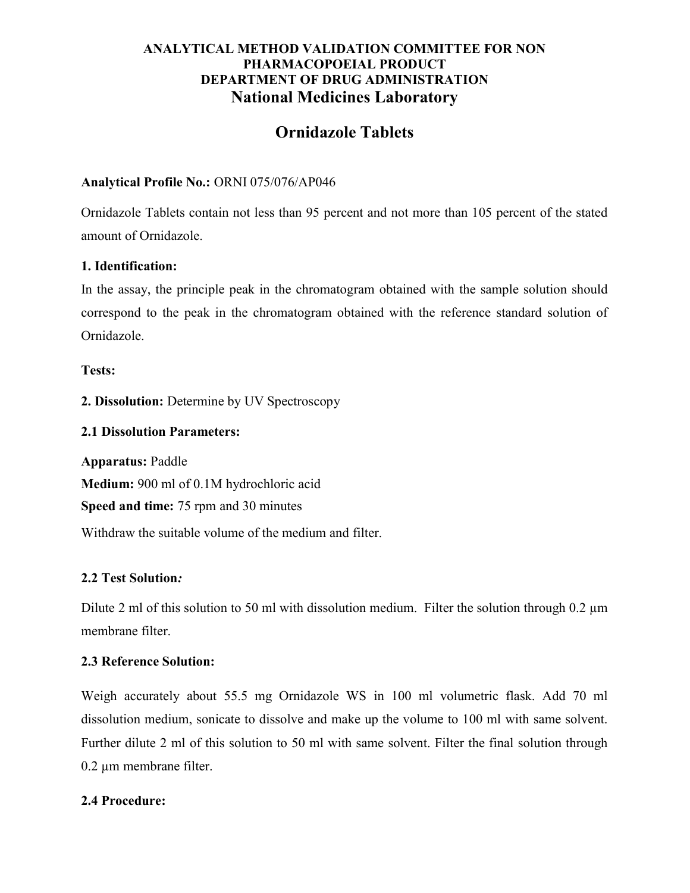**ANALYTICAL METHOD VALIDATION COMMITTEE FOR NON PHARMACOPOEIAL PRODUCT**
**DEPARTMENT OF DRUG ADMINISTRATION**
**National Medicines Laboratory**

# Ornidazole Tablets

**Analytical Profile No.:** ORNI 075/076/AP046

Ornidazole Tablets contain not less than 95 percent and not more than 105 percent of the stated amount of Ornidazole.

**1. Identification:**
In the assay, the principle peak in the chromatogram obtained with the sample solution should correspond to the peak in the chromatogram obtained with the reference standard solution of Ornidazole.

**Tests:**

**2. Dissolution:** Determine by UV Spectroscopy

**2.1 Dissolution Parameters:**

**Apparatus:** Paddle
**Medium:** 900 ml of 0.1M hydrochloric acid
**Speed and time:** 75 rpm and 30 minutes
Withdraw the suitable volume of the medium and filter.

**2.2 Test Solution*:***

Dilute 2 ml of this solution to 50 ml with dissolution medium. Filter the solution through 0.2 µm membrane filter.

**2.3 Reference Solution:**

Weigh accurately about 55.5 mg Ornidazole WS in 100 ml volumetric flask. Add 70 ml dissolution medium, sonicate to dissolve and make up the volume to 100 ml with same solvent. Further dilute 2 ml of this solution to 50 ml with same solvent. Filter the final solution through 0.2 µm membrane filter.

**2.4 Procedure:**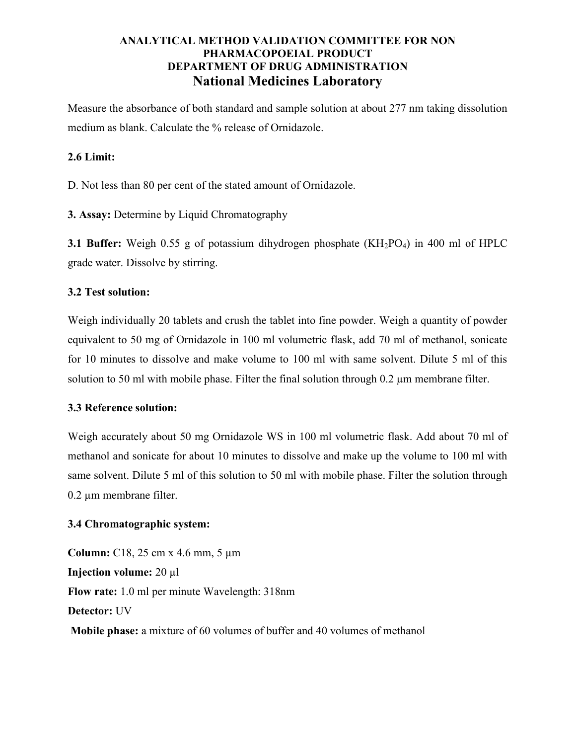**ANALYTICAL METHOD VALIDATION COMMITTEE FOR NON PHARMACOPOEIAL PRODUCT**
**DEPARTMENT OF DRUG ADMINISTRATION**
**National Medicines Laboratory**

Measure the absorbance of both standard and sample solution at about 277 nm taking dissolution medium as blank. Calculate the % release of Ornidazole.

**2.6 Limit:**

D. Not less than 80 per cent of the stated amount of Ornidazole.

**3. Assay:** Determine by Liquid Chromatography

**3.1 Buffer:** Weigh 0.55 g of potassium dihydrogen phosphate ($KH_2PO_4$) in 400 ml of HPLC grade water. Dissolve by stirring.

**3.2 Test solution:**

Weigh individually 20 tablets and crush the tablet into fine powder. Weigh a quantity of powder equivalent to 50 mg of Ornidazole in 100 ml volumetric flask, add 70 ml of methanol, sonicate for 10 minutes to dissolve and make volume to 100 ml with same solvent. Dilute 5 ml of this solution to 50 ml with mobile phase. Filter the final solution through 0.2 µm membrane filter.

**3.3 Reference solution:**

Weigh accurately about 50 mg Ornidazole WS in 100 ml volumetric flask. Add about 70 ml of methanol and sonicate for about 10 minutes to dissolve and make up the volume to 100 ml with same solvent. Dilute 5 ml of this solution to 50 ml with mobile phase. Filter the solution through 0.2 µm membrane filter.

**3.4 Chromatographic system:**

**Column:** C18, 25 cm x 4.6 mm, 5 µm

**Injection volume:** 20 µl

**Flow rate:** 1.0 ml per minute Wavelength: 318nm

**Detector:** UV

**Mobile phase:** a mixture of 60 volumes of buffer and 40 volumes of methanol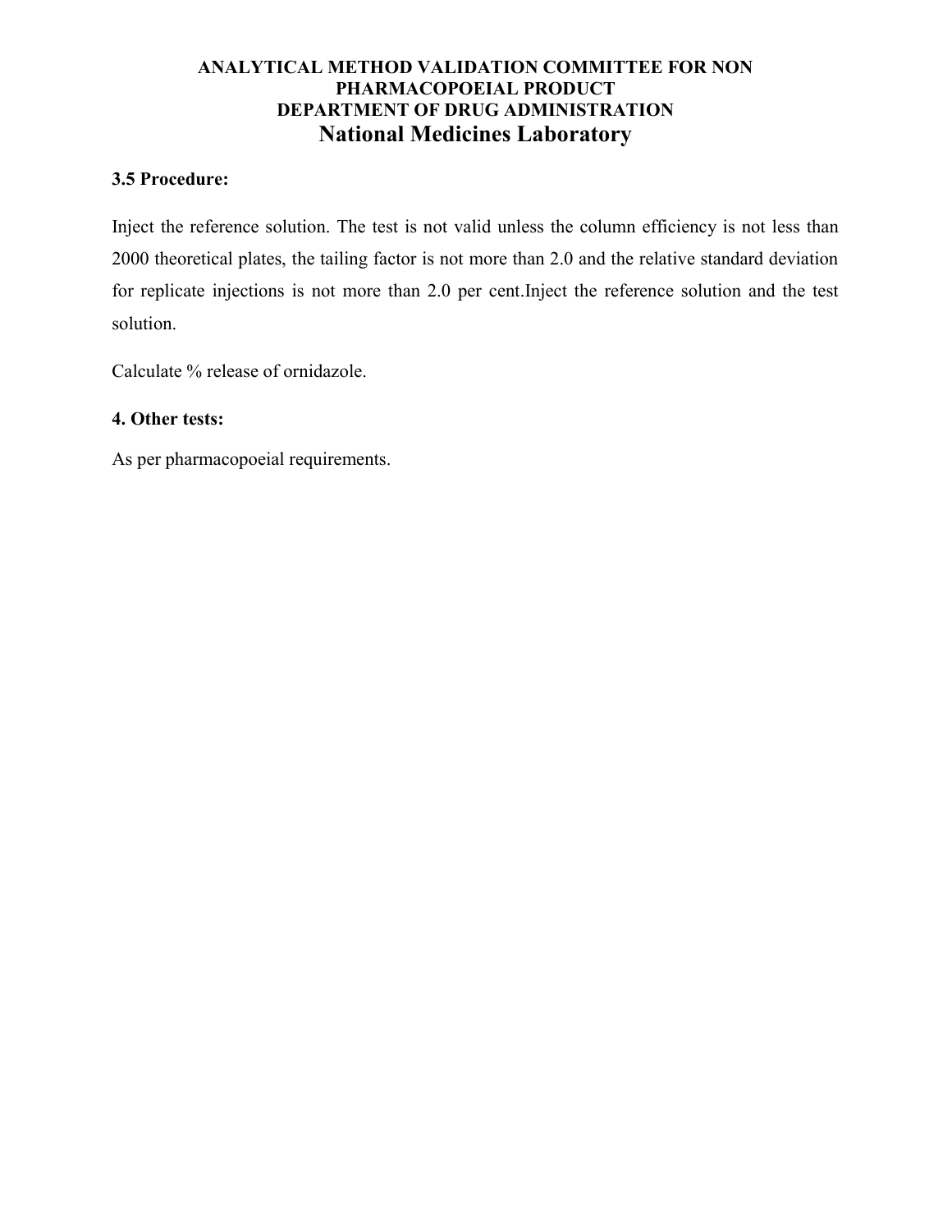**3.5 Procedure:**

Inject the reference solution. The test is not valid unless the column efficiency is not less than 2000 theoretical plates, the tailing factor is not more than 2.0 and the relative standard deviation for replicate injections is not more than 2.0 per cent.Inject the reference solution and the test solution.

Calculate % release of ornidazole.

**4. Other tests:**

As per pharmacopoeial requirements.